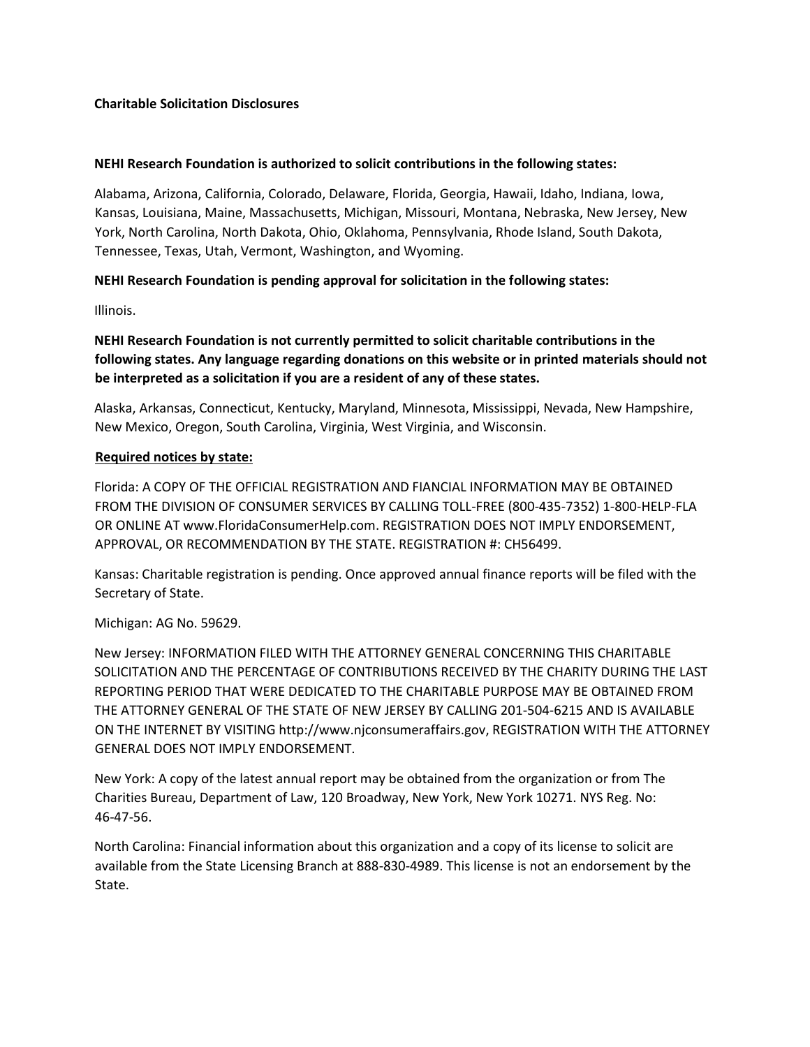**Charitable Solicitation Disclosures**

**NEHI Research Foundation is authorized to solicit contributions in the following states:**

Alabama, Arizona, California, Colorado, Delaware, Florida, Georgia, Hawaii, Idaho, Indiana, Iowa, Kansas, Louisiana, Maine, Massachusetts, Michigan, Missouri, Montana, Nebraska, New Jersey, New York, North Carolina, North Dakota, Ohio, Oklahoma, Pennsylvania, Rhode Island, South Dakota, Tennessee, Texas, Utah, Vermont, Washington, and Wyoming.

**NEHI Research Foundation is pending approval for solicitation in the following states:**

Illinois.

**NEHI Research Foundation is not currently permitted to solicit charitable contributions in the following states. Any language regarding donations on this website or in printed materials should not be interpreted as a solicitation if you are a resident of any of these states.**

Alaska, Arkansas, Connecticut, Kentucky, Maryland, Minnesota, Mississippi, Nevada, New Hampshire, New Mexico, Oregon, South Carolina, Virginia, West Virginia, and Wisconsin.

**Required notices by state:**

Florida: A COPY OF THE OFFICIAL REGISTRATION AND FIANCIAL INFORMATION MAY BE OBTAINED FROM THE DIVISION OF CONSUMER SERVICES BY CALLING TOLL-FREE (800-435-7352) 1-800-HELP-FLA OR ONLINE AT www.FloridaConsumerHelp.com. REGISTRATION DOES NOT IMPLY ENDORSEMENT, APPROVAL, OR RECOMMENDATION BY THE STATE. REGISTRATION #: CH56499.

Kansas: Charitable registration is pending. Once approved annual finance reports will be filed with the Secretary of State.

Michigan: AG No. 59629.

New Jersey: INFORMATION FILED WITH THE ATTORNEY GENERAL CONCERNING THIS CHARITABLE SOLICITATION AND THE PERCENTAGE OF CONTRIBUTIONS RECEIVED BY THE CHARITY DURING THE LAST REPORTING PERIOD THAT WERE DEDICATED TO THE CHARITABLE PURPOSE MAY BE OBTAINED FROM THE ATTORNEY GENERAL OF THE STATE OF NEW JERSEY BY CALLING 201-504-6215 AND IS AVAILABLE ON THE INTERNET BY VISITING http://www.njconsumeraffairs.gov, REGISTRATION WITH THE ATTORNEY GENERAL DOES NOT IMPLY ENDORSEMENT.

New York: A copy of the latest annual report may be obtained from the organization or from The Charities Bureau, Department of Law, 120 Broadway, New York, New York 10271. NYS Reg. No: 46-47-56.

North Carolina: Financial information about this organization and a copy of its license to solicit are available from the State Licensing Branch at 888-830-4989. This license is not an endorsement by the State.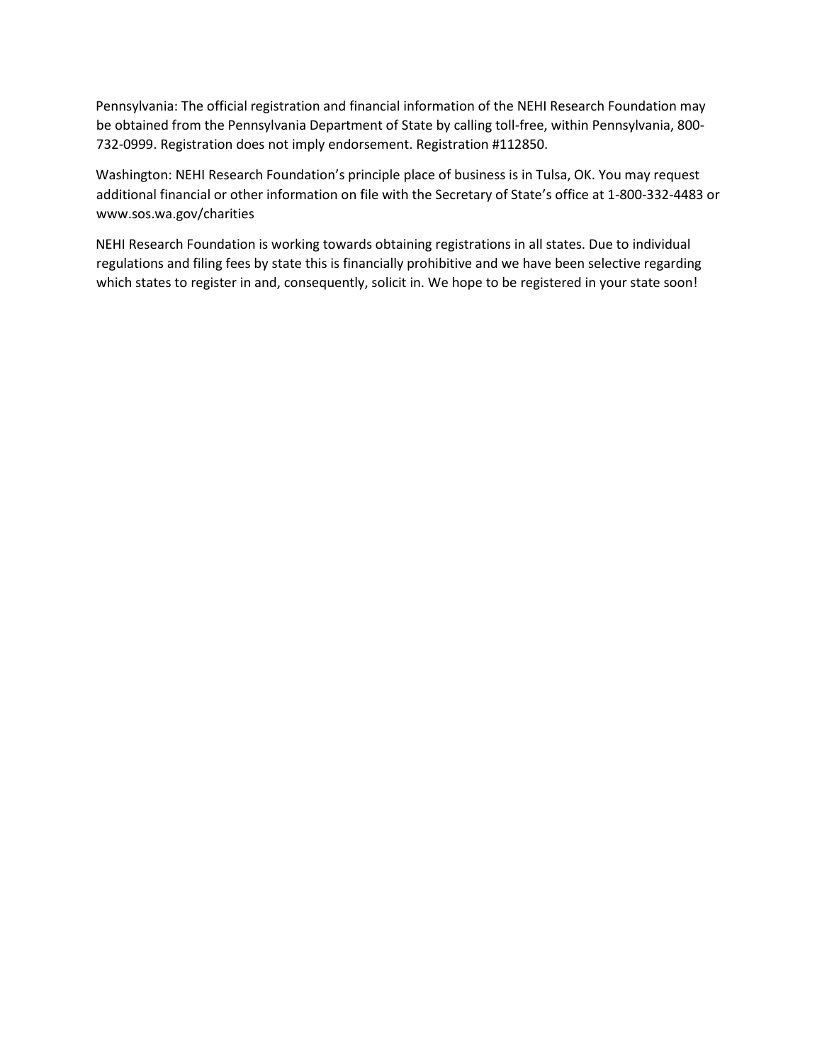Pennsylvania: The official registration and financial information of the NEHI Research Foundation may be obtained from the Pennsylvania Department of State by calling toll-free, within Pennsylvania, 800-732-0999. Registration does not imply endorsement. Registration #112850.

Washington: NEHI Research Foundation's principle place of business is in Tulsa, OK. You may request additional financial or other information on file with the Secretary of State's office at 1-800-332-4483 or www.sos.wa.gov/charities

NEHI Research Foundation is working towards obtaining registrations in all states. Due to individual regulations and filing fees by state this is financially prohibitive and we have been selective regarding which states to register in and, consequently, solicit in. We hope to be registered in your state soon!